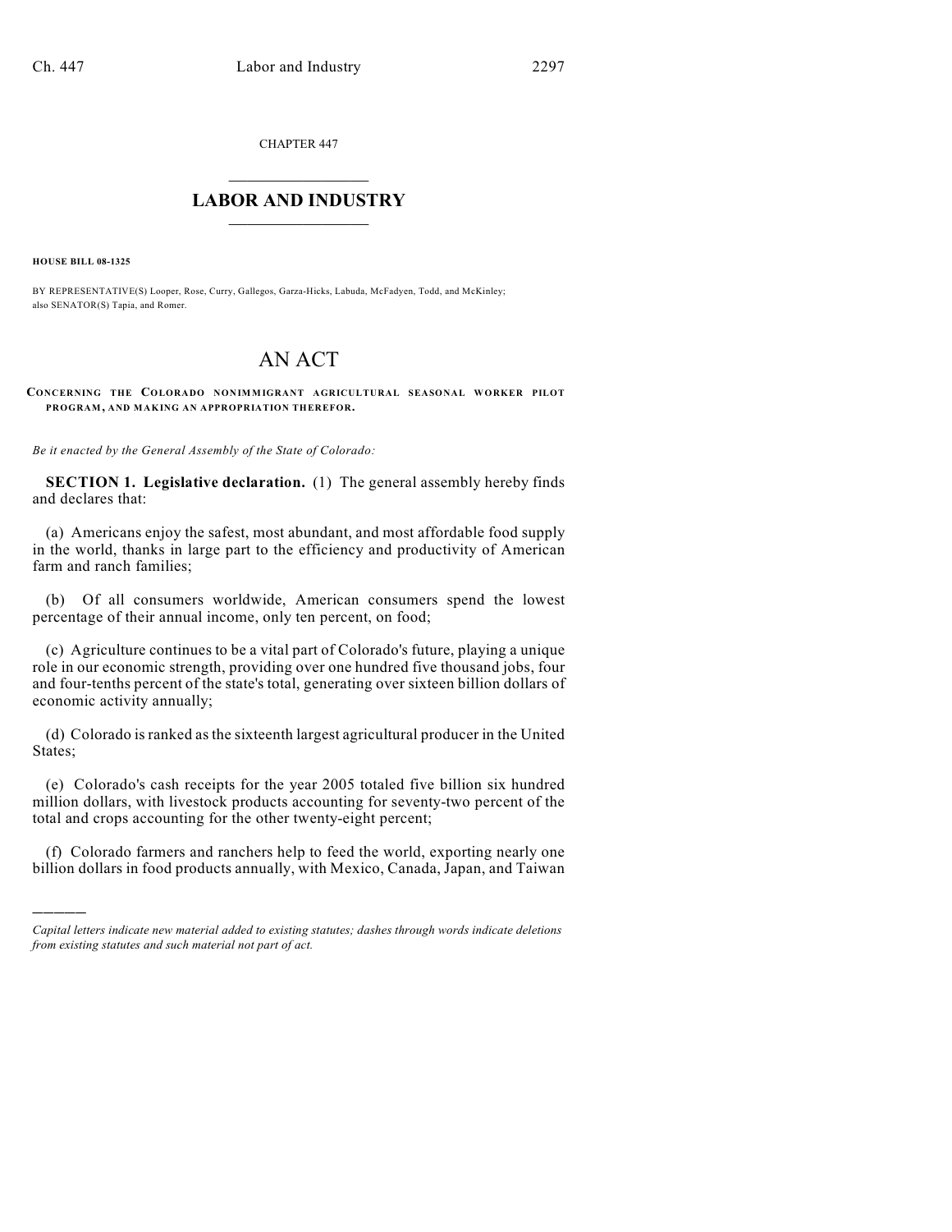CHAPTER 447

# LABOR AND INDUSTRY

**HOUSE BILL 08-1325**

BY REPRESENTATIVE(S) Looper, Rose, Curry, Gallegos, Garza-Hicks, Labuda, McFadyen, Todd, and McKinley; also SENATOR(S) Tapia, and Romer.

# AN ACT

**CONCERNING THE COLORADO NONIMMIGRANT AGRICULTURAL SEASONAL WORKER PILOT PROGRAM, AND MAKING AN APPROPRIATION THEREFOR.**

*Be it enacted by the General Assembly of the State of Colorado:*

**SECTION 1. Legislative declaration.** (1) The general assembly hereby finds and declares that:

(a) Americans enjoy the safest, most abundant, and most affordable food supply in the world, thanks in large part to the efficiency and productivity of American farm and ranch families;

(b) Of all consumers worldwide, American consumers spend the lowest percentage of their annual income, only ten percent, on food;

(c) Agriculture continues to be a vital part of Colorado's future, playing a unique role in our economic strength, providing over one hundred five thousand jobs, four and four-tenths percent of the state's total, generating over sixteen billion dollars of economic activity annually;

(d) Colorado is ranked as the sixteenth largest agricultural producer in the United States;

(e) Colorado's cash receipts for the year 2005 totaled five billion six hundred million dollars, with livestock products accounting for seventy-two percent of the total and crops accounting for the other twenty-eight percent;

(f) Colorado farmers and ranchers help to feed the world, exporting nearly one billion dollars in food products annually, with Mexico, Canada, Japan, and Taiwan

*Capital letters indicate new material added to existing statutes; dashes through words indicate deletions from existing statutes and such material not part of act.*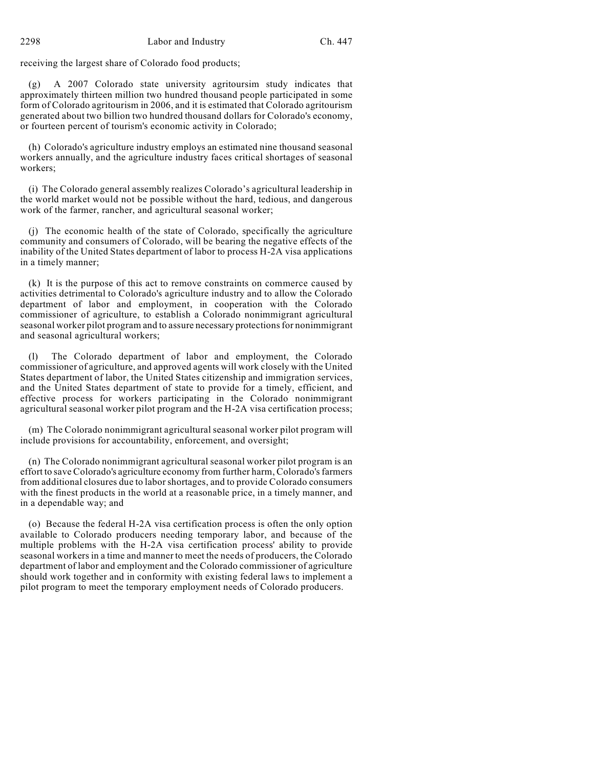receiving the largest share of Colorado food products;

(g) A 2007 Colorado state university agritoursim study indicates that approximately thirteen million two hundred thousand people participated in some form of Colorado agritourism in 2006, and it is estimated that Colorado agritourism generated about two billion two hundred thousand dollars for Colorado's economy, or fourteen percent of tourism's economic activity in Colorado;

(h) Colorado's agriculture industry employs an estimated nine thousand seasonal workers annually, and the agriculture industry faces critical shortages of seasonal workers;

(i) The Colorado general assembly realizes Colorado's agricultural leadership in the world market would not be possible without the hard, tedious, and dangerous work of the farmer, rancher, and agricultural seasonal worker;

(j) The economic health of the state of Colorado, specifically the agriculture community and consumers of Colorado, will be bearing the negative effects of the inability of the United States department of labor to process H-2A visa applications in a timely manner;

(k) It is the purpose of this act to remove constraints on commerce caused by activities detrimental to Colorado's agriculture industry and to allow the Colorado department of labor and employment, in cooperation with the Colorado commissioner of agriculture, to establish a Colorado nonimmigrant agricultural seasonal worker pilot program and to assure necessary protections for nonimmigrant and seasonal agricultural workers;

(l) The Colorado department of labor and employment, the Colorado commissioner of agriculture, and approved agents will work closely with the United States department of labor, the United States citizenship and immigration services, and the United States department of state to provide for a timely, efficient, and effective process for workers participating in the Colorado nonimmigrant agricultural seasonal worker pilot program and the H-2A visa certification process;

(m) The Colorado nonimmigrant agricultural seasonal worker pilot program will include provisions for accountability, enforcement, and oversight;

(n) The Colorado nonimmigrant agricultural seasonal worker pilot program is an effort to save Colorado's agriculture economy from further harm, Colorado's farmers from additional closures due to labor shortages, and to provide Colorado consumers with the finest products in the world at a reasonable price, in a timely manner, and in a dependable way; and

(o) Because the federal H-2A visa certification process is often the only option available to Colorado producers needing temporary labor, and because of the multiple problems with the H-2A visa certification process' ability to provide seasonal workers in a time and manner to meet the needs of producers, the Colorado department of labor and employment and the Colorado commissioner of agriculture should work together and in conformity with existing federal laws to implement a pilot program to meet the temporary employment needs of Colorado producers.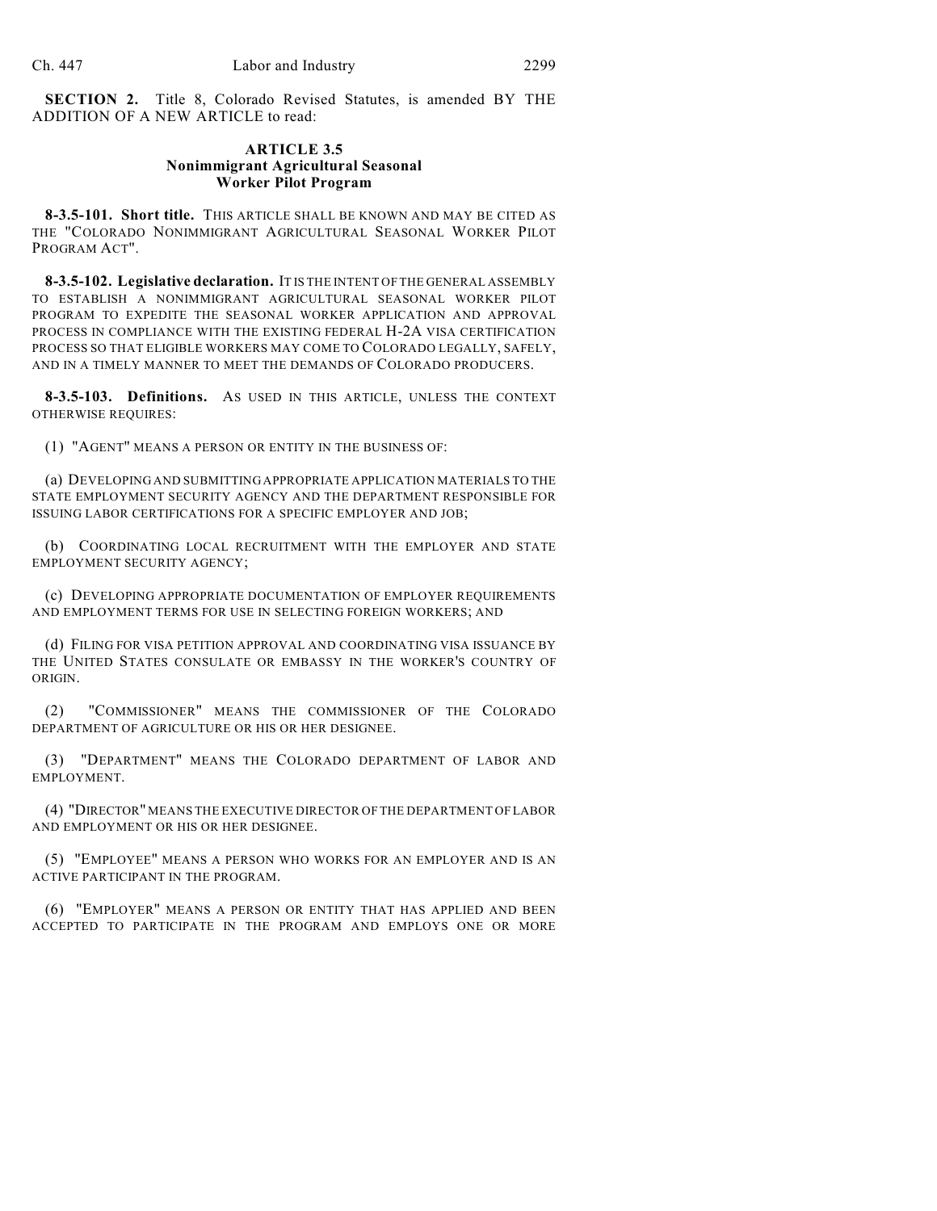**SECTION 2.** Title 8, Colorado Revised Statutes, is amended BY THE ADDITION OF A NEW ARTICLE to read:

## ARTICLE 3.5
## Nonimmigrant Agricultural Seasonal Worker Pilot Program

**8-3.5-101. Short title.** THIS ARTICLE SHALL BE KNOWN AND MAY BE CITED AS THE "COLORADO NONIMMIGRANT AGRICULTURAL SEASONAL WORKER PILOT PROGRAM ACT".

**8-3.5-102. Legislative declaration.** IT IS THE INTENT OF THE GENERAL ASSEMBLY TO ESTABLISH A NONIMMIGRANT AGRICULTURAL SEASONAL WORKER PILOT PROGRAM TO EXPEDITE THE SEASONAL WORKER APPLICATION AND APPROVAL PROCESS IN COMPLIANCE WITH THE EXISTING FEDERAL H-2A VISA CERTIFICATION PROCESS SO THAT ELIGIBLE WORKERS MAY COME TO COLORADO LEGALLY, SAFELY, AND IN A TIMELY MANNER TO MEET THE DEMANDS OF COLORADO PRODUCERS.

**8-3.5-103. Definitions.** AS USED IN THIS ARTICLE, UNLESS THE CONTEXT OTHERWISE REQUIRES:

(1) "AGENT" MEANS A PERSON OR ENTITY IN THE BUSINESS OF:

(a) DEVELOPING AND SUBMITTING APPROPRIATE APPLICATION MATERIALS TO THE STATE EMPLOYMENT SECURITY AGENCY AND THE DEPARTMENT RESPONSIBLE FOR ISSUING LABOR CERTIFICATIONS FOR A SPECIFIC EMPLOYER AND JOB;

(b) COORDINATING LOCAL RECRUITMENT WITH THE EMPLOYER AND STATE EMPLOYMENT SECURITY AGENCY;

(c) DEVELOPING APPROPRIATE DOCUMENTATION OF EMPLOYER REQUIREMENTS AND EMPLOYMENT TERMS FOR USE IN SELECTING FOREIGN WORKERS; AND

(d) FILING FOR VISA PETITION APPROVAL AND COORDINATING VISA ISSUANCE BY THE UNITED STATES CONSULATE OR EMBASSY IN THE WORKER'S COUNTRY OF ORIGIN.

(2) "COMMISSIONER" MEANS THE COMMISSIONER OF THE COLORADO DEPARTMENT OF AGRICULTURE OR HIS OR HER DESIGNEE.

(3) "DEPARTMENT" MEANS THE COLORADO DEPARTMENT OF LABOR AND EMPLOYMENT.

(4) "DIRECTOR" MEANS THE EXECUTIVE DIRECTOR OF THE DEPARTMENT OF LABOR AND EMPLOYMENT OR HIS OR HER DESIGNEE.

(5) "EMPLOYEE" MEANS A PERSON WHO WORKS FOR AN EMPLOYER AND IS AN ACTIVE PARTICIPANT IN THE PROGRAM.

(6) "EMPLOYER" MEANS A PERSON OR ENTITY THAT HAS APPLIED AND BEEN ACCEPTED TO PARTICIPATE IN THE PROGRAM AND EMPLOYS ONE OR MORE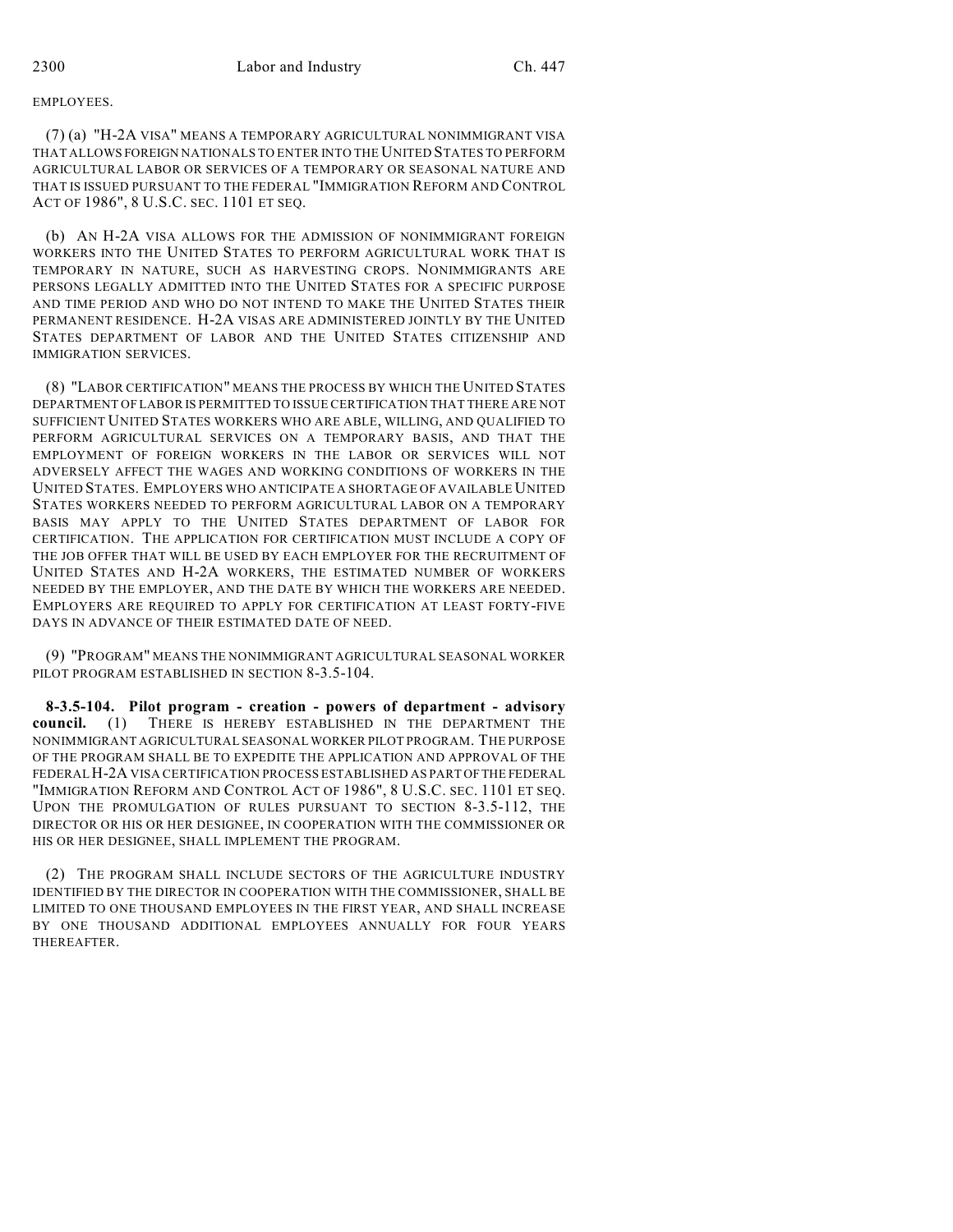EMPLOYEES.

(7) (a) "H-2A VISA" MEANS A TEMPORARY AGRICULTURAL NONIMMIGRANT VISA THAT ALLOWS FOREIGN NATIONALS TO ENTER INTO THE UNITED STATES TO PERFORM AGRICULTURAL LABOR OR SERVICES OF A TEMPORARY OR SEASONAL NATURE AND THAT IS ISSUED PURSUANT TO THE FEDERAL "IMMIGRATION REFORM AND CONTROL ACT OF 1986", 8 U.S.C. SEC. 1101 ET SEQ.

(b) AN H-2A VISA ALLOWS FOR THE ADMISSION OF NONIMMIGRANT FOREIGN WORKERS INTO THE UNITED STATES TO PERFORM AGRICULTURAL WORK THAT IS TEMPORARY IN NATURE, SUCH AS HARVESTING CROPS. NONIMMIGRANTS ARE PERSONS LEGALLY ADMITTED INTO THE UNITED STATES FOR A SPECIFIC PURPOSE AND TIME PERIOD AND WHO DO NOT INTEND TO MAKE THE UNITED STATES THEIR PERMANENT RESIDENCE. H-2A VISAS ARE ADMINISTERED JOINTLY BY THE UNITED STATES DEPARTMENT OF LABOR AND THE UNITED STATES CITIZENSHIP AND IMMIGRATION SERVICES.

(8) "LABOR CERTIFICATION" MEANS THE PROCESS BY WHICH THE UNITED STATES DEPARTMENT OF LABOR IS PERMITTED TO ISSUE CERTIFICATION THAT THERE ARE NOT SUFFICIENT UNITED STATES WORKERS WHO ARE ABLE, WILLING, AND QUALIFIED TO PERFORM AGRICULTURAL SERVICES ON A TEMPORARY BASIS, AND THAT THE EMPLOYMENT OF FOREIGN WORKERS IN THE LABOR OR SERVICES WILL NOT ADVERSELY AFFECT THE WAGES AND WORKING CONDITIONS OF WORKERS IN THE UNITED STATES. EMPLOYERS WHO ANTICIPATE A SHORTAGE OF AVAILABLE UNITED STATES WORKERS NEEDED TO PERFORM AGRICULTURAL LABOR ON A TEMPORARY BASIS MAY APPLY TO THE UNITED STATES DEPARTMENT OF LABOR FOR CERTIFICATION. THE APPLICATION FOR CERTIFICATION MUST INCLUDE A COPY OF THE JOB OFFER THAT WILL BE USED BY EACH EMPLOYER FOR THE RECRUITMENT OF UNITED STATES AND H-2A WORKERS, THE ESTIMATED NUMBER OF WORKERS NEEDED BY THE EMPLOYER, AND THE DATE BY WHICH THE WORKERS ARE NEEDED. EMPLOYERS ARE REQUIRED TO APPLY FOR CERTIFICATION AT LEAST FORTY-FIVE DAYS IN ADVANCE OF THEIR ESTIMATED DATE OF NEED.

(9) "PROGRAM" MEANS THE NONIMMIGRANT AGRICULTURAL SEASONAL WORKER PILOT PROGRAM ESTABLISHED IN SECTION 8-3.5-104.

**8-3.5-104. Pilot program - creation - powers of department - advisory council.** (1) THERE IS HEREBY ESTABLISHED IN THE DEPARTMENT THE NONIMMIGRANT AGRICULTURAL SEASONAL WORKER PILOT PROGRAM. THE PURPOSE OF THE PROGRAM SHALL BE TO EXPEDITE THE APPLICATION AND APPROVAL OF THE FEDERAL H-2A VISA CERTIFICATION PROCESS ESTABLISHED AS PART OF THE FEDERAL "IMMIGRATION REFORM AND CONTROL ACT OF 1986", 8 U.S.C. SEC. 1101 ET SEQ. UPON THE PROMULGATION OF RULES PURSUANT TO SECTION 8-3.5-112, THE DIRECTOR OR HIS OR HER DESIGNEE, IN COOPERATION WITH THE COMMISSIONER OR HIS OR HER DESIGNEE, SHALL IMPLEMENT THE PROGRAM.

(2) THE PROGRAM SHALL INCLUDE SECTORS OF THE AGRICULTURE INDUSTRY IDENTIFIED BY THE DIRECTOR IN COOPERATION WITH THE COMMISSIONER, SHALL BE LIMITED TO ONE THOUSAND EMPLOYEES IN THE FIRST YEAR, AND SHALL INCREASE BY ONE THOUSAND ADDITIONAL EMPLOYEES ANNUALLY FOR FOUR YEARS THEREAFTER.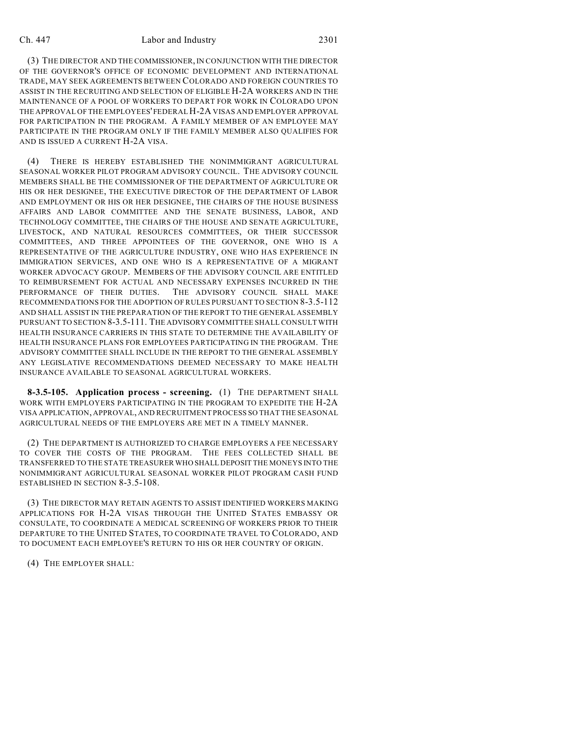(3) THE DIRECTOR AND THE COMMISSIONER, IN CONJUNCTION WITH THE DIRECTOR OF THE GOVERNOR'S OFFICE OF ECONOMIC DEVELOPMENT AND INTERNATIONAL TRADE, MAY SEEK AGREEMENTS BETWEEN COLORADO AND FOREIGN COUNTRIES TO ASSIST IN THE RECRUITING AND SELECTION OF ELIGIBLE H-2A WORKERS AND IN THE MAINTENANCE OF A POOL OF WORKERS TO DEPART FOR WORK IN COLORADO UPON THE APPROVAL OF THE EMPLOYEES' FEDERAL H-2A VISAS AND EMPLOYER APPROVAL FOR PARTICIPATION IN THE PROGRAM. A FAMILY MEMBER OF AN EMPLOYEE MAY PARTICIPATE IN THE PROGRAM ONLY IF THE FAMILY MEMBER ALSO QUALIFIES FOR AND IS ISSUED A CURRENT H-2A VISA.

(4) THERE IS HEREBY ESTABLISHED THE NONIMMIGRANT AGRICULTURAL SEASONAL WORKER PILOT PROGRAM ADVISORY COUNCIL. THE ADVISORY COUNCIL MEMBERS SHALL BE THE COMMISSIONER OF THE DEPARTMENT OF AGRICULTURE OR HIS OR HER DESIGNEE, THE EXECUTIVE DIRECTOR OF THE DEPARTMENT OF LABOR AND EMPLOYMENT OR HIS OR HER DESIGNEE, THE CHAIRS OF THE HOUSE BUSINESS AFFAIRS AND LABOR COMMITTEE AND THE SENATE BUSINESS, LABOR, AND TECHNOLOGY COMMITTEE, THE CHAIRS OF THE HOUSE AND SENATE AGRICULTURE, LIVESTOCK, AND NATURAL RESOURCES COMMITTEES, OR THEIR SUCCESSOR COMMITTEES, AND THREE APPOINTEES OF THE GOVERNOR, ONE WHO IS A REPRESENTATIVE OF THE AGRICULTURE INDUSTRY, ONE WHO HAS EXPERIENCE IN IMMIGRATION SERVICES, AND ONE WHO IS A REPRESENTATIVE OF A MIGRANT WORKER ADVOCACY GROUP. MEMBERS OF THE ADVISORY COUNCIL ARE ENTITLED TO REIMBURSEMENT FOR ACTUAL AND NECESSARY EXPENSES INCURRED IN THE PERFORMANCE OF THEIR DUTIES. THE ADVISORY COUNCIL SHALL MAKE RECOMMENDATIONS FOR THE ADOPTION OF RULES PURSUANT TO SECTION 8-3.5-112 AND SHALL ASSIST IN THE PREPARATION OF THE REPORT TO THE GENERAL ASSEMBLY PURSUANT TO SECTION 8-3.5-111. THE ADVISORY COMMITTEE SHALL CONSULT WITH HEALTH INSURANCE CARRIERS IN THIS STATE TO DETERMINE THE AVAILABILITY OF HEALTH INSURANCE PLANS FOR EMPLOYEES PARTICIPATING IN THE PROGRAM. THE ADVISORY COMMITTEE SHALL INCLUDE IN THE REPORT TO THE GENERAL ASSEMBLY ANY LEGISLATIVE RECOMMENDATIONS DEEMED NECESSARY TO MAKE HEALTH INSURANCE AVAILABLE TO SEASONAL AGRICULTURAL WORKERS.

**8-3.5-105. Application process - screening.** (1) THE DEPARTMENT SHALL WORK WITH EMPLOYERS PARTICIPATING IN THE PROGRAM TO EXPEDITE THE H-2A VISA APPLICATION, APPROVAL, AND RECRUITMENT PROCESS SO THAT THE SEASONAL AGRICULTURAL NEEDS OF THE EMPLOYERS ARE MET IN A TIMELY MANNER.

(2) THE DEPARTMENT IS AUTHORIZED TO CHARGE EMPLOYERS A FEE NECESSARY TO COVER THE COSTS OF THE PROGRAM. THE FEES COLLECTED SHALL BE TRANSFERRED TO THE STATE TREASURER WHO SHALL DEPOSIT THE MONEYS INTO THE NONIMMIGRANT AGRICULTURAL SEASONAL WORKER PILOT PROGRAM CASH FUND ESTABLISHED IN SECTION 8-3.5-108.

(3) THE DIRECTOR MAY RETAIN AGENTS TO ASSIST IDENTIFIED WORKERS MAKING APPLICATIONS FOR H-2A VISAS THROUGH THE UNITED STATES EMBASSY OR CONSULATE, TO COORDINATE A MEDICAL SCREENING OF WORKERS PRIOR TO THEIR DEPARTURE TO THE UNITED STATES, TO COORDINATE TRAVEL TO COLORADO, AND TO DOCUMENT EACH EMPLOYEE'S RETURN TO HIS OR HER COUNTRY OF ORIGIN.

(4) THE EMPLOYER SHALL: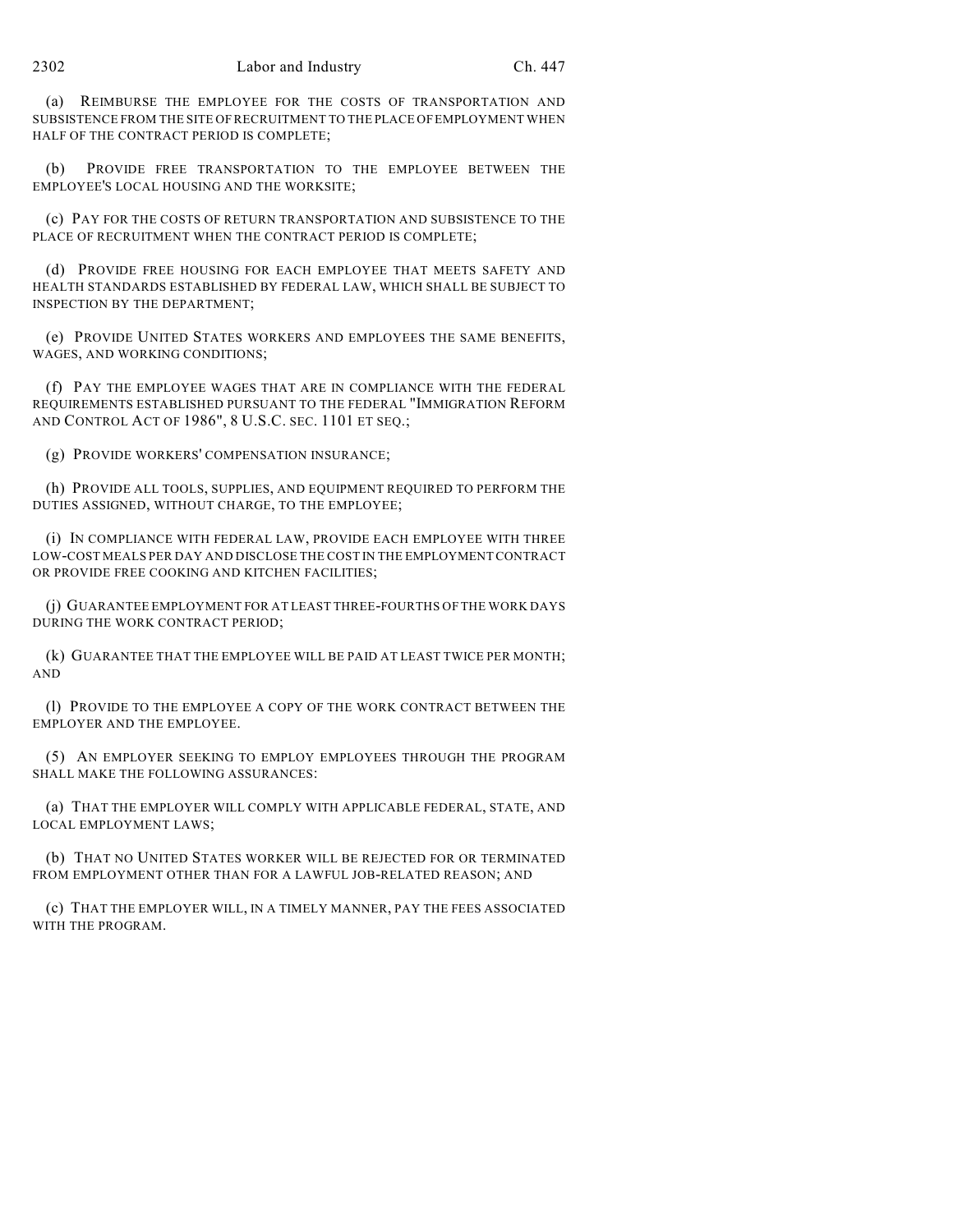(a) REIMBURSE THE EMPLOYEE FOR THE COSTS OF TRANSPORTATION AND SUBSISTENCE FROM THE SITE OF RECRUITMENT TO THE PLACE OF EMPLOYMENT WHEN HALF OF THE CONTRACT PERIOD IS COMPLETE;

(b) PROVIDE FREE TRANSPORTATION TO THE EMPLOYEE BETWEEN THE EMPLOYEE'S LOCAL HOUSING AND THE WORKSITE;

(c) PAY FOR THE COSTS OF RETURN TRANSPORTATION AND SUBSISTENCE TO THE PLACE OF RECRUITMENT WHEN THE CONTRACT PERIOD IS COMPLETE;

(d) PROVIDE FREE HOUSING FOR EACH EMPLOYEE THAT MEETS SAFETY AND HEALTH STANDARDS ESTABLISHED BY FEDERAL LAW, WHICH SHALL BE SUBJECT TO INSPECTION BY THE DEPARTMENT;

(e) PROVIDE UNITED STATES WORKERS AND EMPLOYEES THE SAME BENEFITS, WAGES, AND WORKING CONDITIONS;

(f) PAY THE EMPLOYEE WAGES THAT ARE IN COMPLIANCE WITH THE FEDERAL REQUIREMENTS ESTABLISHED PURSUANT TO THE FEDERAL "IMMIGRATION REFORM AND CONTROL ACT OF 1986", 8 U.S.C. SEC. 1101 ET SEQ.;

(g) PROVIDE WORKERS' COMPENSATION INSURANCE;

(h) PROVIDE ALL TOOLS, SUPPLIES, AND EQUIPMENT REQUIRED TO PERFORM THE DUTIES ASSIGNED, WITHOUT CHARGE, TO THE EMPLOYEE;

(i) IN COMPLIANCE WITH FEDERAL LAW, PROVIDE EACH EMPLOYEE WITH THREE LOW-COST MEALS PER DAY AND DISCLOSE THE COST IN THE EMPLOYMENT CONTRACT OR PROVIDE FREE COOKING AND KITCHEN FACILITIES;

(j) GUARANTEE EMPLOYMENT FOR AT LEAST THREE-FOURTHS OF THE WORK DAYS DURING THE WORK CONTRACT PERIOD;

(k) GUARANTEE THAT THE EMPLOYEE WILL BE PAID AT LEAST TWICE PER MONTH; AND

(l) PROVIDE TO THE EMPLOYEE A COPY OF THE WORK CONTRACT BETWEEN THE EMPLOYER AND THE EMPLOYEE.

(5) AN EMPLOYER SEEKING TO EMPLOY EMPLOYEES THROUGH THE PROGRAM SHALL MAKE THE FOLLOWING ASSURANCES:

(a) THAT THE EMPLOYER WILL COMPLY WITH APPLICABLE FEDERAL, STATE, AND LOCAL EMPLOYMENT LAWS;

(b) THAT NO UNITED STATES WORKER WILL BE REJECTED FOR OR TERMINATED FROM EMPLOYMENT OTHER THAN FOR A LAWFUL JOB-RELATED REASON; AND

(c) THAT THE EMPLOYER WILL, IN A TIMELY MANNER, PAY THE FEES ASSOCIATED WITH THE PROGRAM.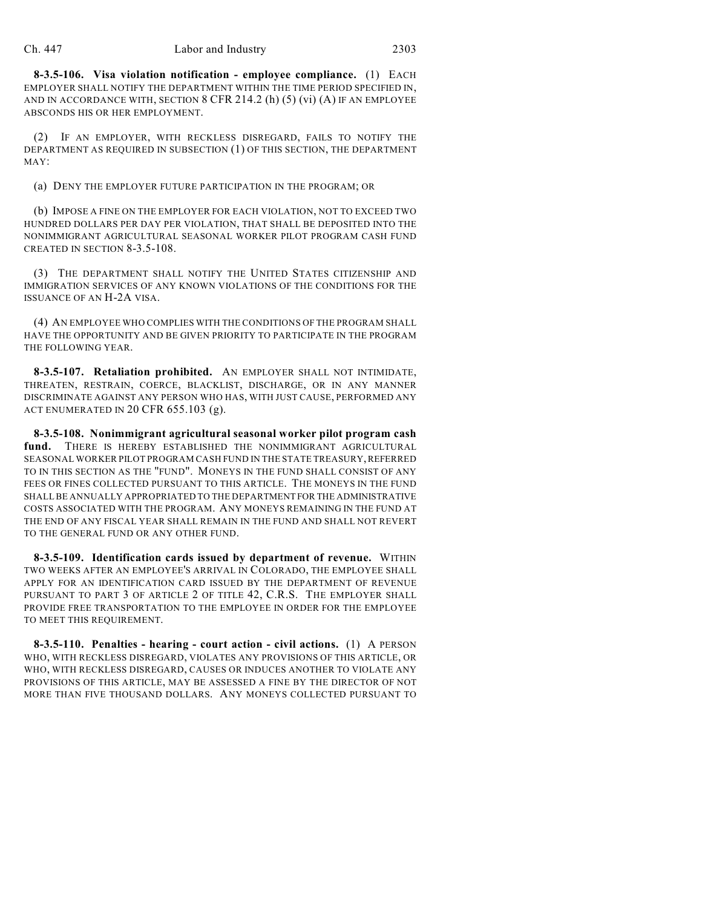**8-3.5-106. Visa violation notification - employee compliance.** (1) EACH EMPLOYER SHALL NOTIFY THE DEPARTMENT WITHIN THE TIME PERIOD SPECIFIED IN, AND IN ACCORDANCE WITH, SECTION 8 CFR 214.2 (h) (5) (vi) (A) IF AN EMPLOYEE ABSCONDS HIS OR HER EMPLOYMENT.

(2) IF AN EMPLOYER, WITH RECKLESS DISREGARD, FAILS TO NOTIFY THE DEPARTMENT AS REQUIRED IN SUBSECTION (1) OF THIS SECTION, THE DEPARTMENT MAY:

(a) DENY THE EMPLOYER FUTURE PARTICIPATION IN THE PROGRAM; OR

(b) IMPOSE A FINE ON THE EMPLOYER FOR EACH VIOLATION, NOT TO EXCEED TWO HUNDRED DOLLARS PER DAY PER VIOLATION, THAT SHALL BE DEPOSITED INTO THE NONIMMIGRANT AGRICULTURAL SEASONAL WORKER PILOT PROGRAM CASH FUND CREATED IN SECTION 8-3.5-108.

(3) THE DEPARTMENT SHALL NOTIFY THE UNITED STATES CITIZENSHIP AND IMMIGRATION SERVICES OF ANY KNOWN VIOLATIONS OF THE CONDITIONS FOR THE ISSUANCE OF AN H-2A VISA.

(4) AN EMPLOYEE WHO COMPLIES WITH THE CONDITIONS OF THE PROGRAM SHALL HAVE THE OPPORTUNITY AND BE GIVEN PRIORITY TO PARTICIPATE IN THE PROGRAM THE FOLLOWING YEAR.

**8-3.5-107. Retaliation prohibited.** AN EMPLOYER SHALL NOT INTIMIDATE, THREATEN, RESTRAIN, COERCE, BLACKLIST, DISCHARGE, OR IN ANY MANNER DISCRIMINATE AGAINST ANY PERSON WHO HAS, WITH JUST CAUSE, PERFORMED ANY ACT ENUMERATED IN 20 CFR 655.103 (g).

**8-3.5-108. Nonimmigrant agricultural seasonal worker pilot program cash fund.** THERE IS HEREBY ESTABLISHED THE NONIMMIGRANT AGRICULTURAL SEASONAL WORKER PILOT PROGRAM CASH FUND IN THE STATE TREASURY, REFERRED TO IN THIS SECTION AS THE "FUND". MONEYS IN THE FUND SHALL CONSIST OF ANY FEES OR FINES COLLECTED PURSUANT TO THIS ARTICLE. THE MONEYS IN THE FUND SHALL BE ANNUALLY APPROPRIATED TO THE DEPARTMENT FOR THE ADMINISTRATIVE COSTS ASSOCIATED WITH THE PROGRAM. ANY MONEYS REMAINING IN THE FUND AT THE END OF ANY FISCAL YEAR SHALL REMAIN IN THE FUND AND SHALL NOT REVERT TO THE GENERAL FUND OR ANY OTHER FUND.

**8-3.5-109. Identification cards issued by department of revenue.** WITHIN TWO WEEKS AFTER AN EMPLOYEE'S ARRIVAL IN COLORADO, THE EMPLOYEE SHALL APPLY FOR AN IDENTIFICATION CARD ISSUED BY THE DEPARTMENT OF REVENUE PURSUANT TO PART 3 OF ARTICLE 2 OF TITLE 42, C.R.S. THE EMPLOYER SHALL PROVIDE FREE TRANSPORTATION TO THE EMPLOYEE IN ORDER FOR THE EMPLOYEE TO MEET THIS REQUIREMENT.

**8-3.5-110. Penalties - hearing - court action - civil actions.** (1) A PERSON WHO, WITH RECKLESS DISREGARD, VIOLATES ANY PROVISIONS OF THIS ARTICLE, OR WHO, WITH RECKLESS DISREGARD, CAUSES OR INDUCES ANOTHER TO VIOLATE ANY PROVISIONS OF THIS ARTICLE, MAY BE ASSESSED A FINE BY THE DIRECTOR OF NOT MORE THAN FIVE THOUSAND DOLLARS. ANY MONEYS COLLECTED PURSUANT TO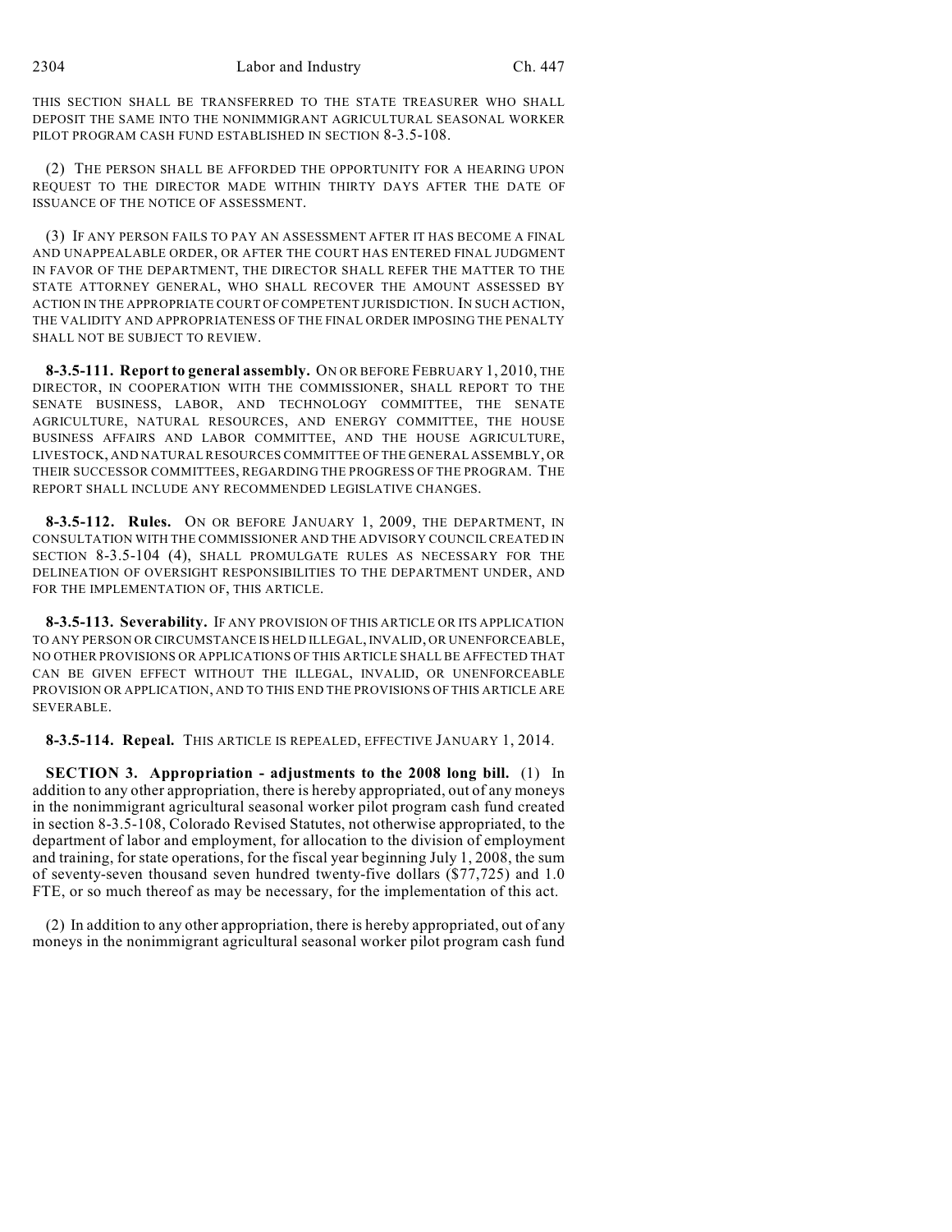THIS SECTION SHALL BE TRANSFERRED TO THE STATE TREASURER WHO SHALL DEPOSIT THE SAME INTO THE NONIMMIGRANT AGRICULTURAL SEASONAL WORKER PILOT PROGRAM CASH FUND ESTABLISHED IN SECTION 8-3.5-108.

(2) THE PERSON SHALL BE AFFORDED THE OPPORTUNITY FOR A HEARING UPON REQUEST TO THE DIRECTOR MADE WITHIN THIRTY DAYS AFTER THE DATE OF ISSUANCE OF THE NOTICE OF ASSESSMENT.

(3) IF ANY PERSON FAILS TO PAY AN ASSESSMENT AFTER IT HAS BECOME A FINAL AND UNAPPEALABLE ORDER, OR AFTER THE COURT HAS ENTERED FINAL JUDGMENT IN FAVOR OF THE DEPARTMENT, THE DIRECTOR SHALL REFER THE MATTER TO THE STATE ATTORNEY GENERAL, WHO SHALL RECOVER THE AMOUNT ASSESSED BY ACTION IN THE APPROPRIATE COURT OF COMPETENT JURISDICTION. IN SUCH ACTION, THE VALIDITY AND APPROPRIATENESS OF THE FINAL ORDER IMPOSING THE PENALTY SHALL NOT BE SUBJECT TO REVIEW.

**8-3.5-111. Report to general assembly.** ON OR BEFORE FEBRUARY 1, 2010, THE DIRECTOR, IN COOPERATION WITH THE COMMISSIONER, SHALL REPORT TO THE SENATE BUSINESS, LABOR, AND TECHNOLOGY COMMITTEE, THE SENATE AGRICULTURE, NATURAL RESOURCES, AND ENERGY COMMITTEE, THE HOUSE BUSINESS AFFAIRS AND LABOR COMMITTEE, AND THE HOUSE AGRICULTURE, LIVESTOCK, AND NATURAL RESOURCES COMMITTEE OF THE GENERAL ASSEMBLY, OR THEIR SUCCESSOR COMMITTEES, REGARDING THE PROGRESS OF THE PROGRAM. THE REPORT SHALL INCLUDE ANY RECOMMENDED LEGISLATIVE CHANGES.

**8-3.5-112. Rules.** ON OR BEFORE JANUARY 1, 2009, THE DEPARTMENT, IN CONSULTATION WITH THE COMMISSIONER AND THE ADVISORY COUNCIL CREATED IN SECTION 8-3.5-104 (4), SHALL PROMULGATE RULES AS NECESSARY FOR THE DELINEATION OF OVERSIGHT RESPONSIBILITIES TO THE DEPARTMENT UNDER, AND FOR THE IMPLEMENTATION OF, THIS ARTICLE.

**8-3.5-113. Severability.** IF ANY PROVISION OF THIS ARTICLE OR ITS APPLICATION TO ANY PERSON OR CIRCUMSTANCE IS HELD ILLEGAL, INVALID, OR UNENFORCEABLE, NO OTHER PROVISIONS OR APPLICATIONS OF THIS ARTICLE SHALL BE AFFECTED THAT CAN BE GIVEN EFFECT WITHOUT THE ILLEGAL, INVALID, OR UNENFORCEABLE PROVISION OR APPLICATION, AND TO THIS END THE PROVISIONS OF THIS ARTICLE ARE SEVERABLE.

**8-3.5-114. Repeal.** THIS ARTICLE IS REPEALED, EFFECTIVE JANUARY 1, 2014.

**SECTION 3. Appropriation - adjustments to the 2008 long bill.** (1) In addition to any other appropriation, there is hereby appropriated, out of any moneys in the nonimmigrant agricultural seasonal worker pilot program cash fund created in section 8-3.5-108, Colorado Revised Statutes, not otherwise appropriated, to the department of labor and employment, for allocation to the division of employment and training, for state operations, for the fiscal year beginning July 1, 2008, the sum of seventy-seven thousand seven hundred twenty-five dollars ($77,725) and 1.0 FTE, or so much thereof as may be necessary, for the implementation of this act.

(2) In addition to any other appropriation, there is hereby appropriated, out of any moneys in the nonimmigrant agricultural seasonal worker pilot program cash fund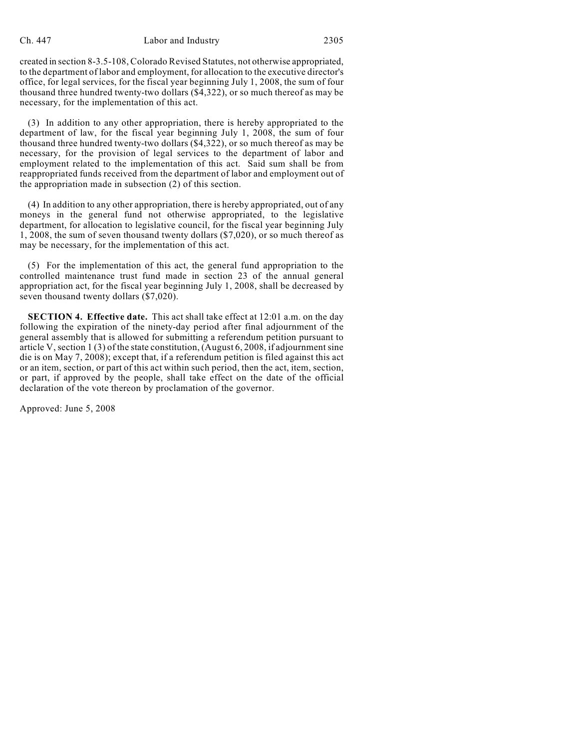created in section 8-3.5-108, Colorado Revised Statutes, not otherwise appropriated, to the department of labor and employment, for allocation to the executive director's office, for legal services, for the fiscal year beginning July 1, 2008, the sum of four thousand three hundred twenty-two dollars ($4,322), or so much thereof as may be necessary, for the implementation of this act.

(3) In addition to any other appropriation, there is hereby appropriated to the department of law, for the fiscal year beginning July 1, 2008, the sum of four thousand three hundred twenty-two dollars ($4,322), or so much thereof as may be necessary, for the provision of legal services to the department of labor and employment related to the implementation of this act. Said sum shall be from reappropriated funds received from the department of labor and employment out of the appropriation made in subsection (2) of this section.

(4) In addition to any other appropriation, there is hereby appropriated, out of any moneys in the general fund not otherwise appropriated, to the legislative department, for allocation to legislative council, for the fiscal year beginning July 1, 2008, the sum of seven thousand twenty dollars ($7,020), or so much thereof as may be necessary, for the implementation of this act.

(5) For the implementation of this act, the general fund appropriation to the controlled maintenance trust fund made in section 23 of the annual general appropriation act, for the fiscal year beginning July 1, 2008, shall be decreased by seven thousand twenty dollars ($7,020).

**SECTION 4. Effective date.** This act shall take effect at 12:01 a.m. on the day following the expiration of the ninety-day period after final adjournment of the general assembly that is allowed for submitting a referendum petition pursuant to article V, section 1 (3) of the state constitution, (August 6, 2008, if adjournment sine die is on May 7, 2008); except that, if a referendum petition is filed against this act or an item, section, or part of this act within such period, then the act, item, section, or part, if approved by the people, shall take effect on the date of the official declaration of the vote thereon by proclamation of the governor.

Approved: June 5, 2008